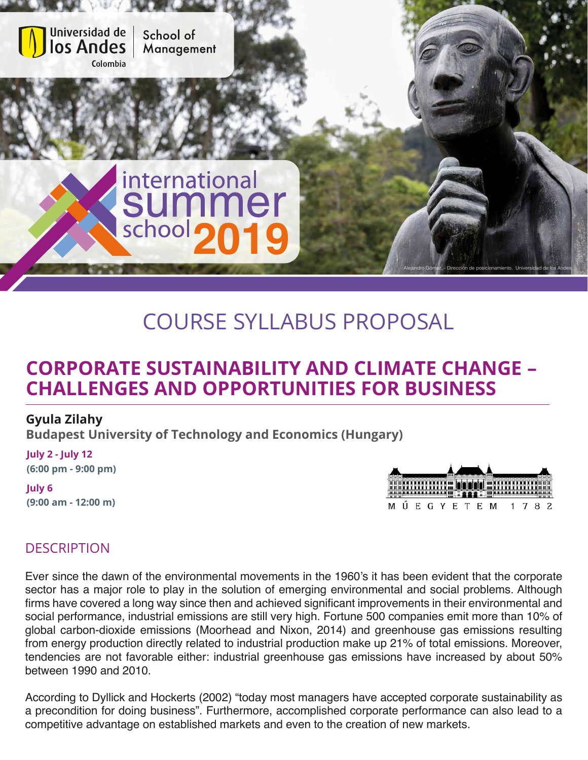Universidad de los Andes Colombia | School of Management

international summer school 2019

Alejandro Gómez, - Dirección de posicionamiento, Universidad de los Andes

# COURSE SYLLABUS PROPOSAL

## CORPORATE SUSTAINABILITY AND CLIMATE CHANGE – CHALLENGES AND OPPORTUNITIES FOR BUSINESS

**Gyula Zilahy**

**Budapest University of Technology and Economics (Hungary)**

**July 2 - July 12**
**(6:00 pm - 9:00 pm)**

**July 6**
**(9:00 am - 12:00 m)**

MŰEGYETEM 1782

## DESCRIPTION

Ever since the dawn of the environmental movements in the 1960's it has been evident that the corporate sector has a major role to play in the solution of emerging environmental and social problems. Although firms have covered a long way since then and achieved significant improvements in their environmental and social performance, industrial emissions are still very high. Fortune 500 companies emit more than 10% of global carbon-dioxide emissions (Moorhead and Nixon, 2014) and greenhouse gas emissions resulting from energy production directly related to industrial production make up 21% of total emissions. Moreover, tendencies are not favorable either: industrial greenhouse gas emissions have increased by about 50% between 1990 and 2010.

According to Dyllick and Hockerts (2002) "today most managers have accepted corporate sustainability as a precondition for doing business". Furthermore, accomplished corporate performance can also lead to a competitive advantage on established markets and even to the creation of new markets.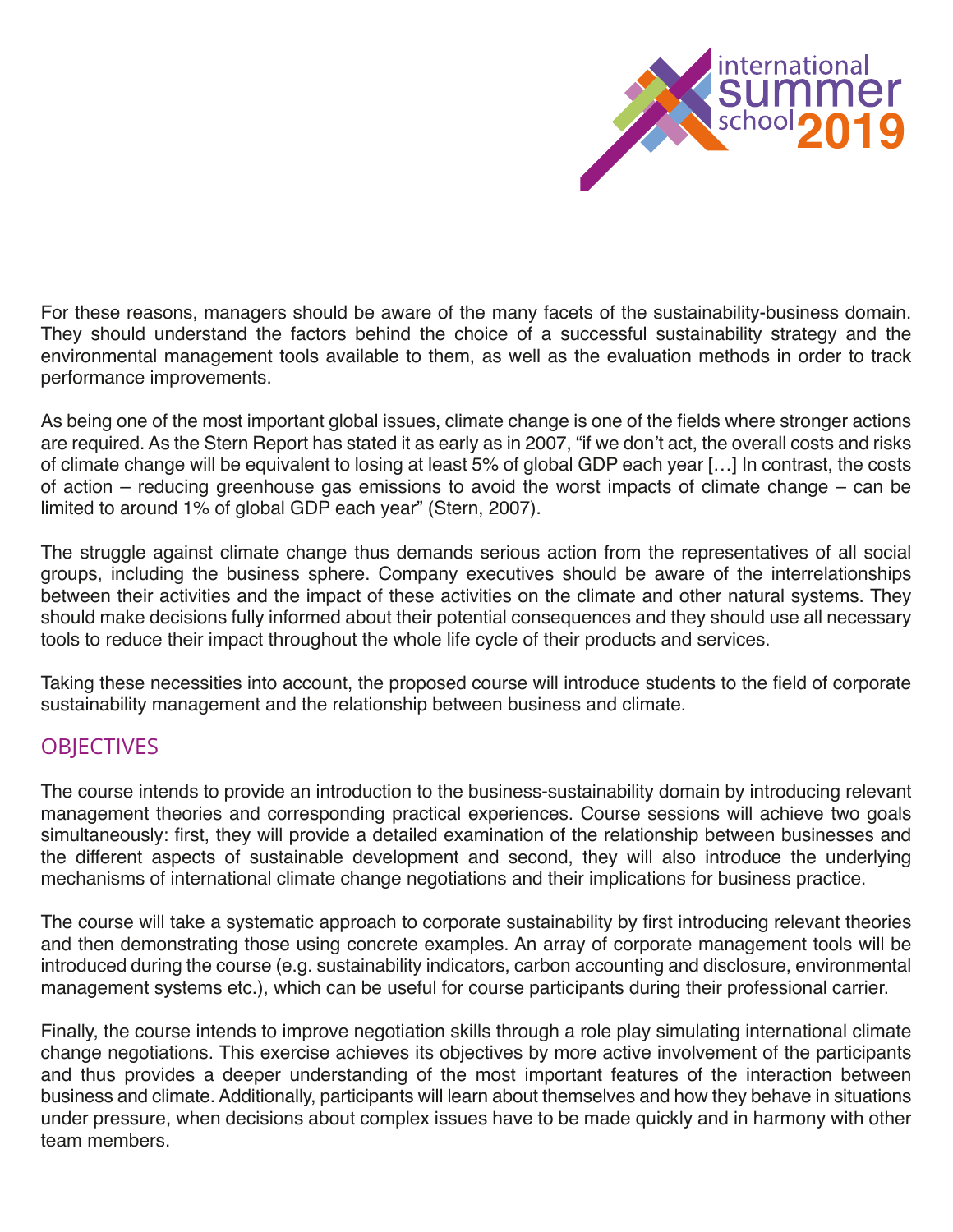For these reasons, managers should be aware of the many facets of the sustainability-business domain. They should understand the factors behind the choice of a successful sustainability strategy and the environmental management tools available to them, as well as the evaluation methods in order to track performance improvements.

As being one of the most important global issues, climate change is one of the fields where stronger actions are required. As the Stern Report has stated it as early as in 2007, "if we don't act, the overall costs and risks of climate change will be equivalent to losing at least 5% of global GDP each year […] In contrast, the costs of action – reducing greenhouse gas emissions to avoid the worst impacts of climate change – can be limited to around 1% of global GDP each year" (Stern, 2007).

The struggle against climate change thus demands serious action from the representatives of all social groups, including the business sphere. Company executives should be aware of the interrelationships between their activities and the impact of these activities on the climate and other natural systems. They should make decisions fully informed about their potential consequences and they should use all necessary tools to reduce their impact throughout the whole life cycle of their products and services.

Taking these necessities into account, the proposed course will introduce students to the field of corporate sustainability management and the relationship between business and climate.

## OBJECTIVES

The course intends to provide an introduction to the business-sustainability domain by introducing relevant management theories and corresponding practical experiences. Course sessions will achieve two goals simultaneously: first, they will provide a detailed examination of the relationship between businesses and the different aspects of sustainable development and second, they will also introduce the underlying mechanisms of international climate change negotiations and their implications for business practice.

The course will take a systematic approach to corporate sustainability by first introducing relevant theories and then demonstrating those using concrete examples. An array of corporate management tools will be introduced during the course (e.g. sustainability indicators, carbon accounting and disclosure, environmental management systems etc.), which can be useful for course participants during their professional carrier.

Finally, the course intends to improve negotiation skills through a role play simulating international climate change negotiations. This exercise achieves its objectives by more active involvement of the participants and thus provides a deeper understanding of the most important features of the interaction between business and climate. Additionally, participants will learn about themselves and how they behave in situations under pressure, when decisions about complex issues have to be made quickly and in harmony with other team members.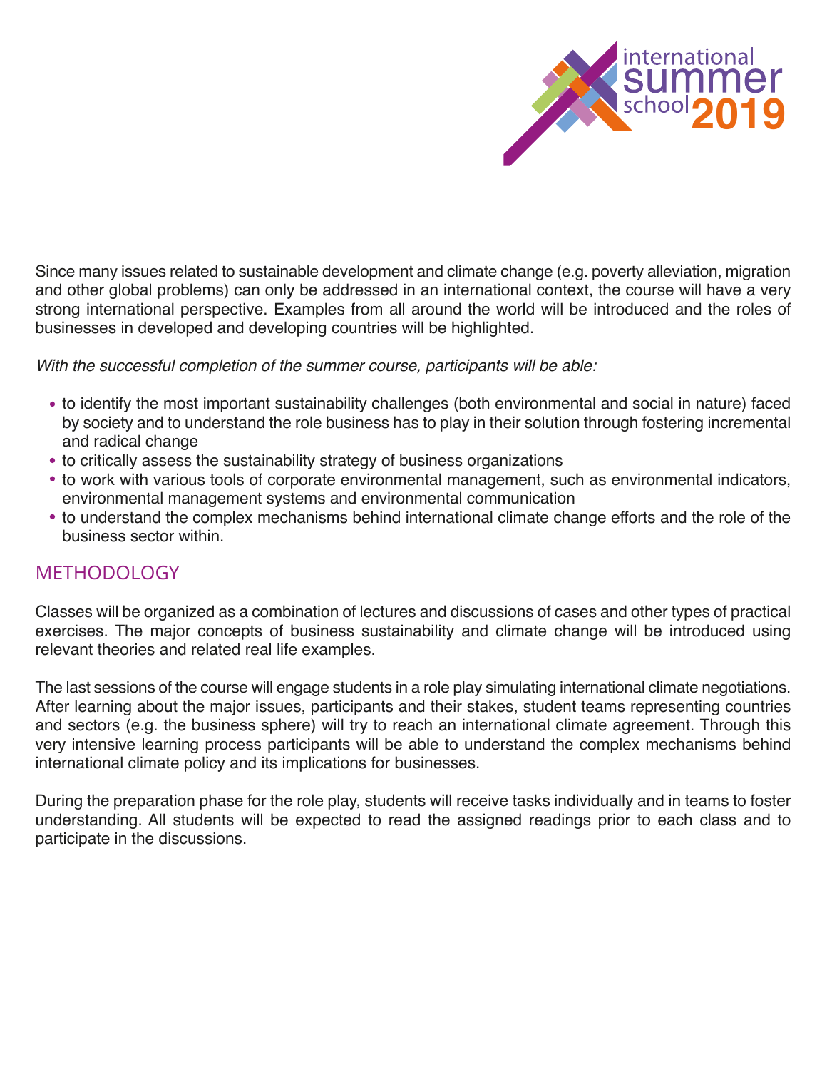Since many issues related to sustainable development and climate change (e.g. poverty alleviation, migration and other global problems) can only be addressed in an international context, the course will have a very strong international perspective. Examples from all around the world will be introduced and the roles of businesses in developed and developing countries will be highlighted.

*With the successful completion of the summer course, participants will be able:*

- to identify the most important sustainability challenges (both environmental and social in nature) faced by society and to understand the role business has to play in their solution through fostering incremental and radical change
- to critically assess the sustainability strategy of business organizations
- to work with various tools of corporate environmental management, such as environmental indicators, environmental management systems and environmental communication
- to understand the complex mechanisms behind international climate change efforts and the role of the business sector within.

## METHODOLOGY

Classes will be organized as a combination of lectures and discussions of cases and other types of practical exercises. The major concepts of business sustainability and climate change will be introduced using relevant theories and related real life examples.

The last sessions of the course will engage students in a role play simulating international climate negotiations. After learning about the major issues, participants and their stakes, student teams representing countries and sectors (e.g. the business sphere) will try to reach an international climate agreement. Through this very intensive learning process participants will be able to understand the complex mechanisms behind international climate policy and its implications for businesses.

During the preparation phase for the role play, students will receive tasks individually and in teams to foster understanding. All students will be expected to read the assigned readings prior to each class and to participate in the discussions.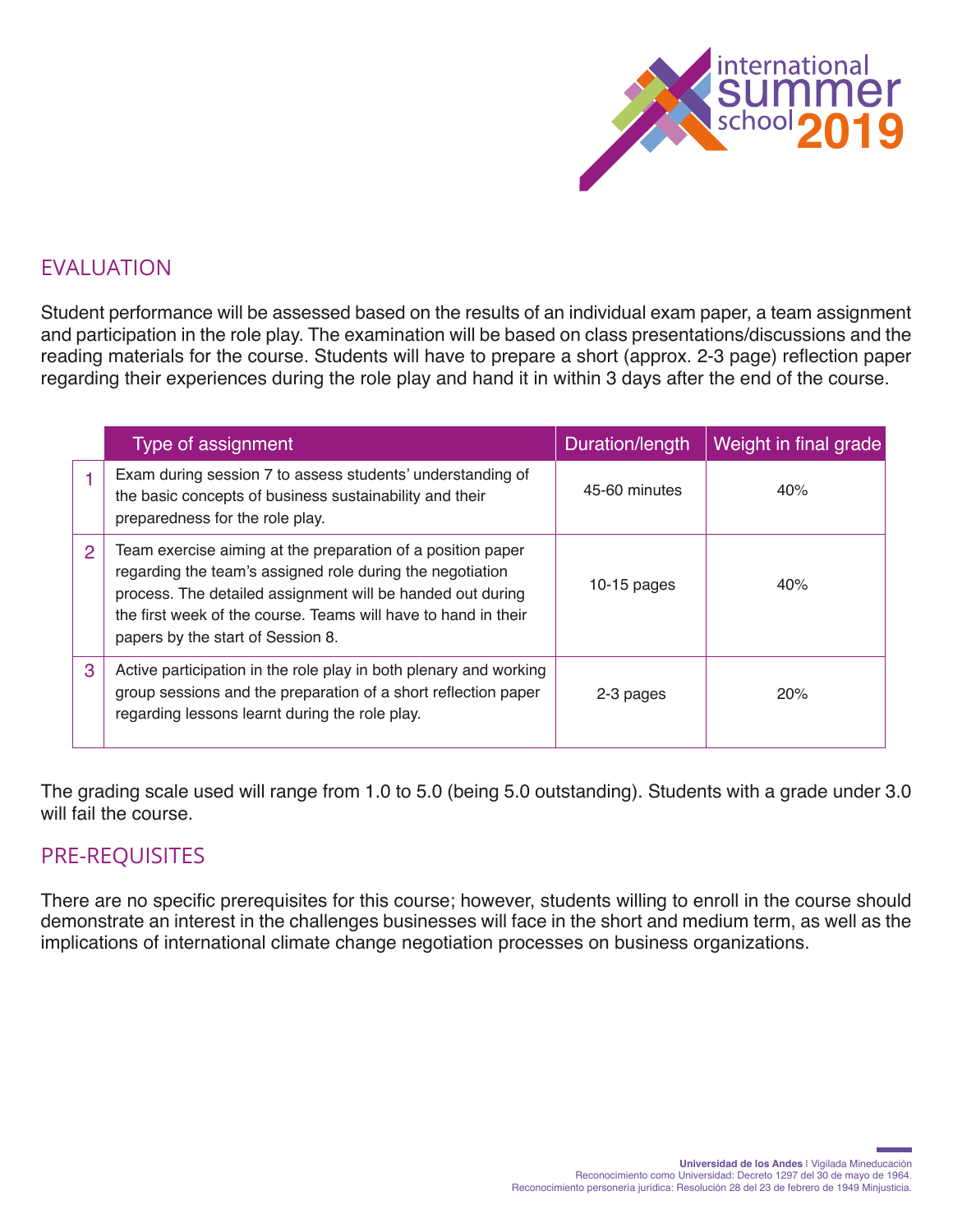## EVALUATION

Student performance will be assessed based on the results of an individual exam paper, a team assignment and participation in the role play. The examination will be based on class presentations/discussions and the reading materials for the course. Students will have to prepare a short (approx. 2-3 page) reflection paper regarding their experiences during the role play and hand it in within 3 days after the end of the course.

| | Type of assignment | Duration/length | Weight in final grade |
|---|---|---|---|
| 1 | Exam during session 7 to assess students' understanding of the basic concepts of business sustainability and their preparedness for the role play. | 45-60 minutes | 40% |
| 2 | Team exercise aiming at the preparation of a position paper regarding the team's assigned role during the negotiation process. The detailed assignment will be handed out during the first week of the course. Teams will have to hand in their papers by the start of Session 8. | 10-15 pages | 40% |
| 3 | Active participation in the role play in both plenary and working group sessions and the preparation of a short reflection paper regarding lessons learnt during the role play. | 2-3 pages | 20% |

The grading scale used will range from 1.0 to 5.0 (being 5.0 outstanding). Students with a grade under 3.0 will fail the course.

## PRE-REQUISITES

There are no specific prerequisites for this course; however, students willing to enroll in the course should demonstrate an interest in the challenges businesses will face in the short and medium term, as well as the implications of international climate change negotiation processes on business organizations.